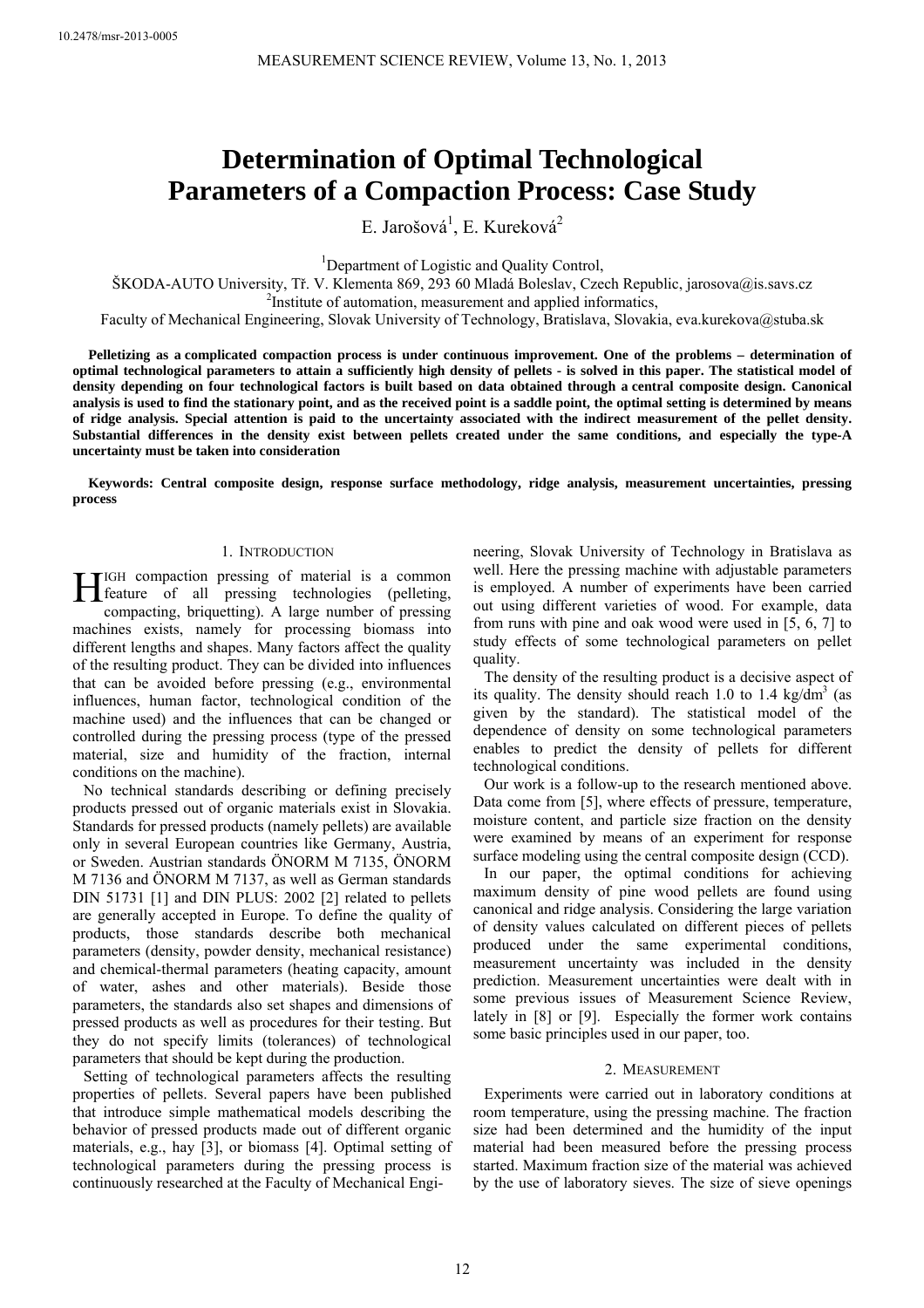# Determination of Optimal Technological Parameters of a Compaction Process: Case Study

E. Jarošová[1], E. Kureková[2]

[1]Department of Logistic and Quality Control,
ŠKODA-AUTO University, Tř. V. Klementa 869, 293 60 Mladá Boleslav, Czech Republic, jarosova@is.savs.cz
[2]Institute of automation, measurement and applied informatics,
Faculty of Mechanical Engineering, Slovak University of Technology, Bratislava, Slovakia, eva.kurekova@stuba.sk

**Pelletizing as a complicated compaction process is under continuous improvement. One of the problems – determination of optimal technological parameters to attain a sufficiently high density of pellets - is solved in this paper. The statistical model of density depending on four technological factors is built based on data obtained through a central composite design. Canonical analysis is used to find the stationary point, and as the received point is a saddle point, the optimal setting is determined by means of ridge analysis. Special attention is paid to the uncertainty associated with the indirect measurement of the pellet density. Substantial differences in the density exist between pellets created under the same conditions, and especially the type-A uncertainty must be taken into consideration**

**Keywords: Central composite design, response surface methodology, ridge analysis, measurement uncertainties, pressing process**

## 1. Introduction

High compaction pressing of material is a common feature of all pressing technologies (pelleting, compacting, briquetting). A large number of pressing machines exists, namely for processing biomass into different lengths and shapes. Many factors affect the quality of the resulting product. They can be divided into influences that can be avoided before pressing (e.g., environmental influences, human factor, technological condition of the machine used) and the influences that can be changed or controlled during the pressing process (type of the pressed material, size and humidity of the fraction, internal conditions on the machine).

No technical standards describing or defining precisely products pressed out of organic materials exist in Slovakia. Standards for pressed products (namely pellets) are available only in several European countries like Germany, Austria, or Sweden. Austrian standards ÖNORM M 7135, ÖNORM M 7136 and ÖNORM M 7137, as well as German standards DIN 51731 [1] and DIN PLUS: 2002 [2] related to pellets are generally accepted in Europe. To define the quality of products, those standards describe both mechanical parameters (density, powder density, mechanical resistance) and chemical-thermal parameters (heating capacity, amount of water, ashes and other materials). Beside those parameters, the standards also set shapes and dimensions of pressed products as well as procedures for their testing. But they do not specify limits (tolerances) of technological parameters that should be kept during the production.

Setting of technological parameters affects the resulting properties of pellets. Several papers have been published that introduce simple mathematical models describing the behavior of pressed products made out of different organic materials, e.g., hay [3], or biomass [4]. Optimal setting of technological parameters during the pressing process is continuously researched at the Faculty of Mechanical Engineering, Slovak University of Technology in Bratislava as well. Here the pressing machine with adjustable parameters is employed. A number of experiments have been carried out using different varieties of wood. For example, data from runs with pine and oak wood were used in [5, 6, 7] to study effects of some technological parameters on pellet quality.

The density of the resulting product is a decisive aspect of its quality. The density should reach 1.0 to 1.4 kg/dm$^3$ (as given by the standard). The statistical model of the dependence of density on some technological parameters enables to predict the density of pellets for different technological conditions.

Our work is a follow-up to the research mentioned above. Data come from [5], where effects of pressure, temperature, moisture content, and particle size fraction on the density were examined by means of an experiment for response surface modeling using the central composite design (CCD).

In our paper, the optimal conditions for achieving maximum density of pine wood pellets are found using canonical and ridge analysis. Considering the large variation of density values calculated on different pieces of pellets produced under the same experimental conditions, measurement uncertainty was included in the density prediction. Measurement uncertainties were dealt with in some previous issues of Measurement Science Review, lately in [8] or [9]. Especially the former work contains some basic principles used in our paper, too.

## 2. Measurement

Experiments were carried out in laboratory conditions at room temperature, using the pressing machine. The fraction size had been determined and the humidity of the input material had been measured before the pressing process started. Maximum fraction size of the material was achieved by the use of laboratory sieves. The size of sieve openings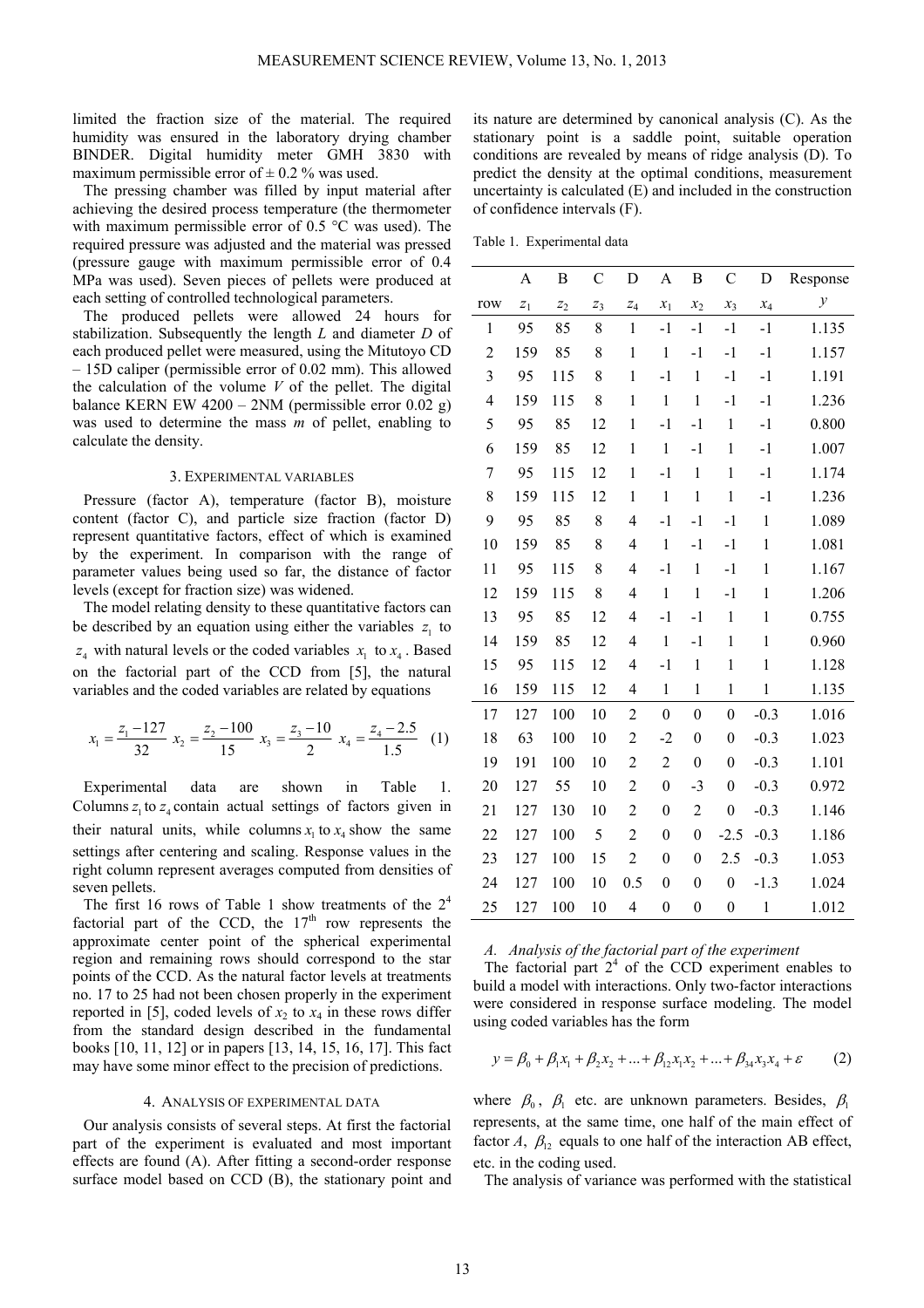limited the fraction size of the material. The required humidity was ensured in the laboratory drying chamber BINDER. Digital humidity meter GMH 3830 with maximum permissible error of ± 0.2 % was used.

The pressing chamber was filled by input material after achieving the desired process temperature (the thermometer with maximum permissible error of 0.5 °C was used). The required pressure was adjusted and the material was pressed (pressure gauge with maximum permissible error of 0.4 MPa was used). Seven pieces of pellets were produced at each setting of controlled technological parameters.

The produced pellets were allowed 24 hours for stabilization. Subsequently the length $L$ and diameter $D$ of each produced pellet were measured, using the Mitutoyo CD – 15D caliper (permissible error of 0.02 mm). This allowed the calculation of the volume $V$ of the pellet. The digital balance KERN EW 4200 – 2NM (permissible error 0.02 g) was used to determine the mass $m$ of pellet, enabling to calculate the density.

## 3. Experimental variables

Pressure (factor A), temperature (factor B), moisture content (factor C), and particle size fraction (factor D) represent quantitative factors, effect of which is examined by the experiment. In comparison with the range of parameter values being used so far, the distance of factor levels (except for fraction size) was widened.

The model relating density to these quantitative factors can be described by an equation using either the variables $z_1$ to $z_4$ with natural levels or the coded variables $x_1$ to $x_4$. Based on the factorial part of the CCD from [5], the natural variables and the coded variables are related by equations

$$x_1 = \frac{z_1 - 127}{32} \quad x_2 = \frac{z_2 - 100}{15} \quad x_3 = \frac{z_3 - 10}{2} \quad x_4 = \frac{z_4 - 2.5}{1.5} \qquad (1)$$

Experimental data are shown in Table 1. Columns $z_1$ to $z_4$ contain actual settings of factors given in their natural units, while columns $x_1$ to $x_4$ show the same settings after centering and scaling. Response values in the right column represent averages computed from densities of seven pellets.

The first 16 rows of Table 1 show treatments of the $2^4$ factorial part of the CCD, the 17[th] row represents the approximate center point of the spherical experimental region and remaining rows should correspond to the star points of the CCD. As the natural factor levels at treatments no. 17 to 25 had not been chosen properly in the experiment reported in [5], coded levels of $x_2$ to $x_4$ in these rows differ from the standard design described in the fundamental books [10, 11, 12] or in papers [13, 14, 15, 16, 17]. This fact may have some minor effect to the precision of predictions.

## 4. Analysis of experimental data

Our analysis consists of several steps. At first the factorial part of the experiment is evaluated and most important effects are found (A). After fitting a second-order response surface model based on CCD (B), the stationary point and its nature are determined by canonical analysis (C). As the stationary point is a saddle point, suitable operation conditions are revealed by means of ridge analysis (D). To predict the density at the optimal conditions, measurement uncertainty is calculated (E) and included in the construction of confidence intervals (F).

Table 1. Experimental data

| | A | B | C | D | A | B | C | D | Response |
|---|---|---|---|---|---|---|---|---|---|
| row | $z_1$ | $z_2$ | $z_3$ | $z_4$ | $x_1$ | $x_2$ | $x_3$ | $x_4$ | $y$ |
| 1 | 95 | 85 | 8 | 1 | -1 | -1 | -1 | -1 | 1.135 |
| 2 | 159 | 85 | 8 | 1 | 1 | -1 | -1 | -1 | 1.157 |
| 3 | 95 | 115 | 8 | 1 | -1 | 1 | -1 | -1 | 1.191 |
| 4 | 159 | 115 | 8 | 1 | 1 | 1 | -1 | -1 | 1.236 |
| 5 | 95 | 85 | 12 | 1 | -1 | -1 | 1 | -1 | 0.800 |
| 6 | 159 | 85 | 12 | 1 | 1 | -1 | 1 | -1 | 1.007 |
| 7 | 95 | 115 | 12 | 1 | -1 | 1 | 1 | -1 | 1.174 |
| 8 | 159 | 115 | 12 | 1 | 1 | 1 | 1 | -1 | 1.236 |
| 9 | 95 | 85 | 8 | 4 | -1 | -1 | -1 | 1 | 1.089 |
| 10 | 159 | 85 | 8 | 4 | 1 | -1 | -1 | 1 | 1.081 |
| 11 | 95 | 115 | 8 | 4 | -1 | 1 | -1 | 1 | 1.167 |
| 12 | 159 | 115 | 8 | 4 | 1 | 1 | -1 | 1 | 1.206 |
| 13 | 95 | 85 | 12 | 4 | -1 | -1 | 1 | 1 | 0.755 |
| 14 | 159 | 85 | 12 | 4 | 1 | -1 | 1 | 1 | 0.960 |
| 15 | 95 | 115 | 12 | 4 | -1 | 1 | 1 | 1 | 1.128 |
| 16 | 159 | 115 | 12 | 4 | 1 | 1 | 1 | 1 | 1.135 |
| 17 | 127 | 100 | 10 | 2 | 0 | 0 | 0 | -0.3 | 1.016 |
| 18 | 63 | 100 | 10 | 2 | -2 | 0 | 0 | -0.3 | 1.023 |
| 19 | 191 | 100 | 10 | 2 | 2 | 0 | 0 | -0.3 | 1.101 |
| 20 | 127 | 55 | 10 | 2 | 0 | -3 | 0 | -0.3 | 0.972 |
| 21 | 127 | 130 | 10 | 2 | 0 | 2 | 0 | -0.3 | 1.146 |
| 22 | 127 | 100 | 5 | 2 | 0 | 0 | -2.5 | -0.3 | 1.186 |
| 23 | 127 | 100 | 15 | 2 | 0 | 0 | 2.5 | -0.3 | 1.053 |
| 24 | 127 | 100 | 10 | 0.5 | 0 | 0 | 0 | -1.3 | 1.024 |
| 25 | 127 | 100 | 10 | 4 | 0 | 0 | 0 | 1 | 1.012 |

### A. Analysis of the factorial part of the experiment

The factorial part $2^4$ of the CCD experiment enables to build a model with interactions. Only two-factor interactions were considered in response surface modeling. The model using coded variables has the form

$$y = \beta_0 + \beta_1 x_1 + \beta_2 x_2 + ... + \beta_{12} x_1 x_2 + ... + \beta_{34} x_3 x_4 + \varepsilon \qquad (2)$$

where $\beta_0$, $\beta_1$ etc. are unknown parameters. Besides, $\beta_1$ represents, at the same time, one half of the main effect of factor $A$, $\beta_{12}$ equals to one half of the interaction AB effect, etc. in the coding used.

The analysis of variance was performed with the statistical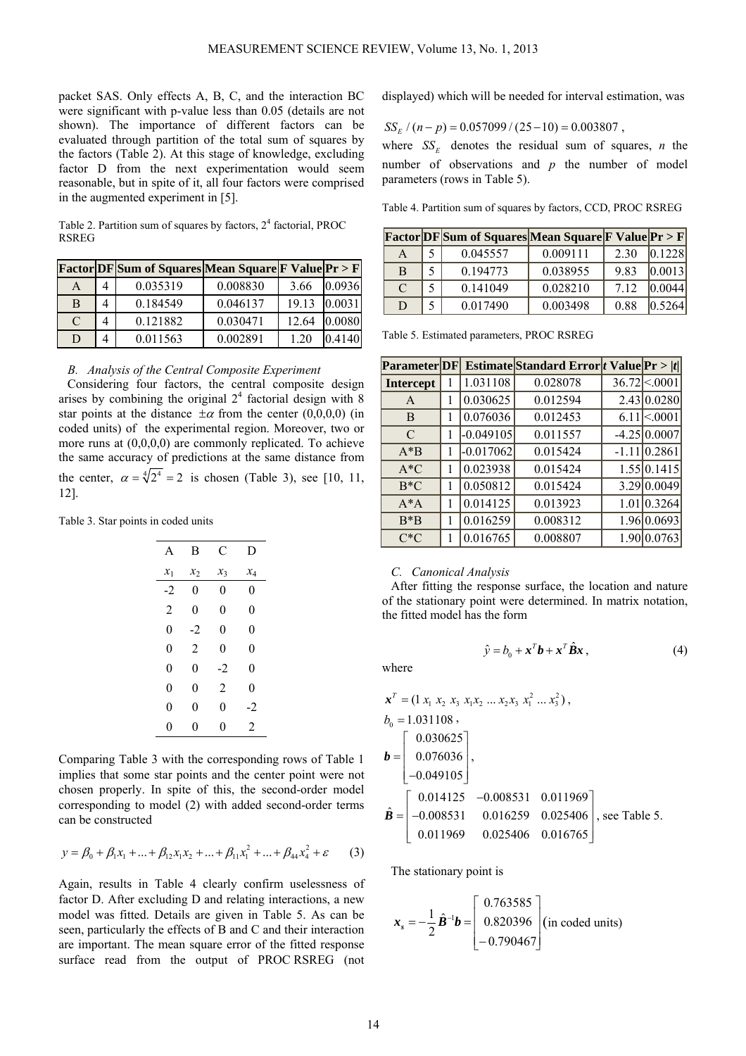packet SAS. Only effects A, B, C, and the interaction BC were significant with p-value less than 0.05 (details are not shown). The importance of different factors can be evaluated through partition of the total sum of squares by the factors (Table 2). At this stage of knowledge, excluding factor D from the next experimentation would seem reasonable, but in spite of it, all four factors were comprised in the augmented experiment in [5].

Table 2. Partition sum of squares by factors, $2^4$ factorial, PROC RSREG

| Factor | DF | Sum of Squares | Mean Square | F Value | Pr > F |
|---|---|---|---|---|---|
| A | 4 | 0.035319 | 0.008830 | 3.66 | 0.0936 |
| B | 4 | 0.184549 | 0.046137 | 19.13 | 0.0031 |
| C | 4 | 0.121882 | 0.030471 | 12.64 | 0.0080 |
| D | 4 | 0.011563 | 0.002891 | 1.20 | 0.4140 |

### *B. Analysis of the Central Composite Experiment*

Considering four factors, the central composite design arises by combining the original $2^4$ factorial design with 8 star points at the distance $\pm\alpha$ from the center (0,0,0,0) (in coded units) of the experimental region. Moreover, two or more runs at (0,0,0,0) are commonly replicated. To achieve the same accuracy of predictions at the same distance from the center, $\alpha = \sqrt[4]{2^4} = 2$ is chosen (Table 3), see [10, 11, 12].

Table 3. Star points in coded units

| A | B | C | D |
|---|---|---|---|
| $x_1$ | $x_2$ | $x_3$ | $x_4$ |
| -2 | 0 | 0 | 0 |
| 2 | 0 | 0 | 0 |
| 0 | -2 | 0 | 0 |
| 0 | 2 | 0 | 0 |
| 0 | 0 | -2 | 0 |
| 0 | 0 | 2 | 0 |
| 0 | 0 | 0 | -2 |
| 0 | 0 | 0 | 2 |

Comparing Table 3 with the corresponding rows of Table 1 implies that some star points and the center point were not chosen properly. In spite of this, the second-order model corresponding to model (2) with added second-order terms can be constructed

$$y = \beta_0 + \beta_1 x_1 + ... + \beta_{12} x_1 x_2 + ... + \beta_{11} x_1^2 + ... + \beta_{44} x_4^2 + \varepsilon \qquad (3)$$

Again, results in Table 4 clearly confirm uselessness of factor D. After excluding D and relating interactions, a new model was fitted. Details are given in Table 5. As can be seen, particularly the effects of B and C and their interaction are important. The mean square error of the fitted response surface read from the output of PROC RSREG (not displayed) which will be needed for interval estimation, was

$$SS_E / (n - p) = 0.057099 / (25 - 10) = 0.003807 ,$$

where $SS_E$ denotes the residual sum of squares, $n$ the number of observations and $p$ the number of model parameters (rows in Table 5).

Table 4. Partition sum of squares by factors, CCD, PROC RSREG

| Factor | DF | Sum of Squares | Mean Square | F Value | Pr > F |
|---|---|---|---|---|---|
| A | 5 | 0.045557 | 0.009111 | 2.30 | 0.1228 |
| B | 5 | 0.194773 | 0.038955 | 9.83 | 0.0013 |
| C | 5 | 0.141049 | 0.028210 | 7.12 | 0.0044 |
| D | 5 | 0.017490 | 0.003498 | 0.88 | 0.5264 |

Table 5. Estimated parameters, PROC RSREG

| Parameter | DF | Estimate | Standard Error | t Value | Pr > \|t\| |
|---|---|---|---|---|---|
| **Intercept** | 1 | 1.031108 | 0.028078 | 36.72 | <.0001 |
| A | 1 | 0.030625 | 0.012594 | 2.43 | 0.0280 |
| B | 1 | 0.076036 | 0.012453 | 6.11 | <.0001 |
| C | 1 | -0.049105 | 0.011557 | -4.25 | 0.0007 |
| A*B | 1 | -0.017062 | 0.015424 | -1.11 | 0.2861 |
| A*C | 1 | 0.023938 | 0.015424 | 1.55 | 0.1415 |
| B*C | 1 | 0.050812 | 0.015424 | 3.29 | 0.0049 |
| A*A | 1 | 0.014125 | 0.013923 | 1.01 | 0.3264 |
| B*B | 1 | 0.016259 | 0.008312 | 1.96 | 0.0693 |
| C*C | 1 | 0.016765 | 0.008807 | 1.90 | 0.0763 |

### *C. Canonical Analysis*

After fitting the response surface, the location and nature of the stationary point were determined. In matrix notation, the fitted model has the form

$$\hat{y} = b_0 + \boldsymbol{x}^T \boldsymbol{b} + \boldsymbol{x}^T \hat{\boldsymbol{B}} \boldsymbol{x} , \qquad (4)$$

where

$$\boldsymbol{x}^T = (1\ x_1\ x_2\ x_3\ x_1 x_2\ ...\ x_2 x_3\ x_1^2\ ...\ x_3^2) ,$$

$$b_0 = 1.031108 ,$$

$$\boldsymbol{b} = \begin{bmatrix} 0.030625 \\ 0.076036 \\ -0.049105 \end{bmatrix},$$

$$\hat{\boldsymbol{B}} = \begin{bmatrix} 0.014125 & -0.008531 & 0.011969 \\ -0.008531 & 0.016259 & 0.025406 \\ 0.011969 & 0.025406 & 0.016765 \end{bmatrix}, \text{ see Table 5.}$$

The stationary point is

$$\boldsymbol{x_s} = -\frac{1}{2} \hat{\boldsymbol{B}}^{-1} \boldsymbol{b} = \begin{bmatrix} 0.763585 \\ 0.820396 \\ -0.790467 \end{bmatrix} (\text{in coded units})$$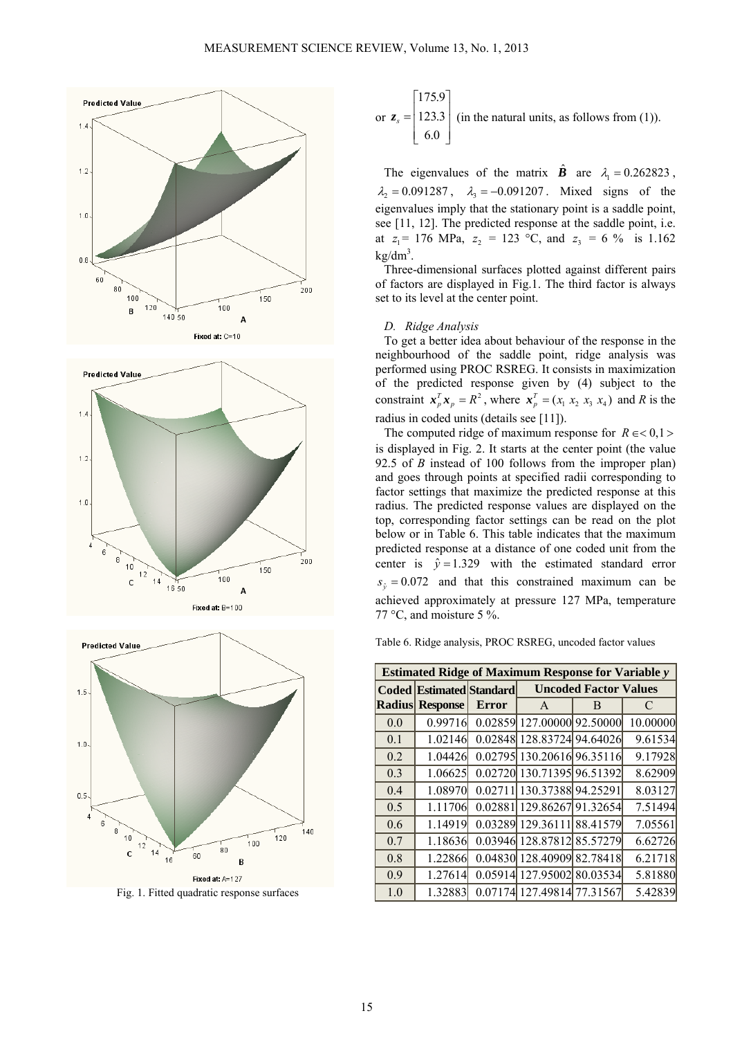or $\boldsymbol{z}_s = \begin{bmatrix} 175.9 \\ 123.3 \\ 6.0 \end{bmatrix}$ (in the natural units, as follows from (1)).

The eigenvalues of the matrix $\hat{\boldsymbol{B}}$ are $\lambda_1 = 0.262823$, $\lambda_2 = 0.091287$, $\lambda_3 = -0.091207$. Mixed signs of the eigenvalues imply that the stationary point is a saddle point, see [11, 12]. The predicted response at the saddle point, i.e. at $z_1$= 176 MPa, $z_2$ = 123 °C, and $z_3$ = 6 % is 1.162 kg/dm$^3$.

Three-dimensional surfaces plotted against different pairs of factors are displayed in Fig.1. The third factor is always set to its level at the center point.

Fig. 1. Fitted quadratic response surfaces

### *D. Ridge Analysis*

To get a better idea about behaviour of the response in the neighbourhood of the saddle point, ridge analysis was performed using PROC RSREG. It consists in maximization of the predicted response given by (4) subject to the constraint $\boldsymbol{x}_p^T \boldsymbol{x}_p = R^2$, where $\boldsymbol{x}_p^T = (x_1\ x_2\ x_3\ x_4)$ and $R$ is the radius in coded units (details see [11]).

The computed ridge of maximum response for $R \in <0,1>$ is displayed in Fig. 2. It starts at the center point (the value 92.5 of *B* instead of 100 follows from the improper plan) and goes through points at specified radii corresponding to factor settings that maximize the predicted response at this radius. The predicted response values are displayed on the top, corresponding factor settings can be read on the plot below or in Table 6. This table indicates that the maximum predicted response at a distance of one coded unit from the center is $\hat{y} = 1.329$ with the estimated standard error $s_{\hat{y}} = 0.072$ and that this constrained maximum can be achieved approximately at pressure 127 MPa, temperature 77 °C, and moisture 5 %.

Table 6. Ridge analysis, PROC RSREG, uncoded factor values

| Estimated Ridge of Maximum Response for Variable *y* | | | | | |
|---|---|---|---|---|---|
| **Coded Radius** | **Estimated Response** | **Standard Error** | **Uncoded Factor Values** | | |
| | | | A | B | C |
| 0.0 | 0.99716 | 0.02859 | 127.00000 | 92.50000 | 10.00000 |
| 0.1 | 1.02146 | 0.02848 | 128.83724 | 94.64026 | 9.61534 |
| 0.2 | 1.04426 | 0.02795 | 130.20616 | 96.35116 | 9.17928 |
| 0.3 | 1.06625 | 0.02720 | 130.71395 | 96.51392 | 8.62909 |
| 0.4 | 1.08970 | 0.02711 | 130.37388 | 94.25291 | 8.03127 |
| 0.5 | 1.11706 | 0.02881 | 129.86267 | 91.32654 | 7.51494 |
| 0.6 | 1.14919 | 0.03289 | 129.36111 | 88.41579 | 7.05561 |
| 0.7 | 1.18636 | 0.03946 | 128.87812 | 85.57279 | 6.62726 |
| 0.8 | 1.22866 | 0.04830 | 128.40909 | 82.78418 | 6.21718 |
| 0.9 | 1.27614 | 0.05914 | 127.95002 | 80.03534 | 5.81880 |
| 1.0 | 1.32883 | 0.07174 | 127.49814 | 77.31567 | 5.42839 |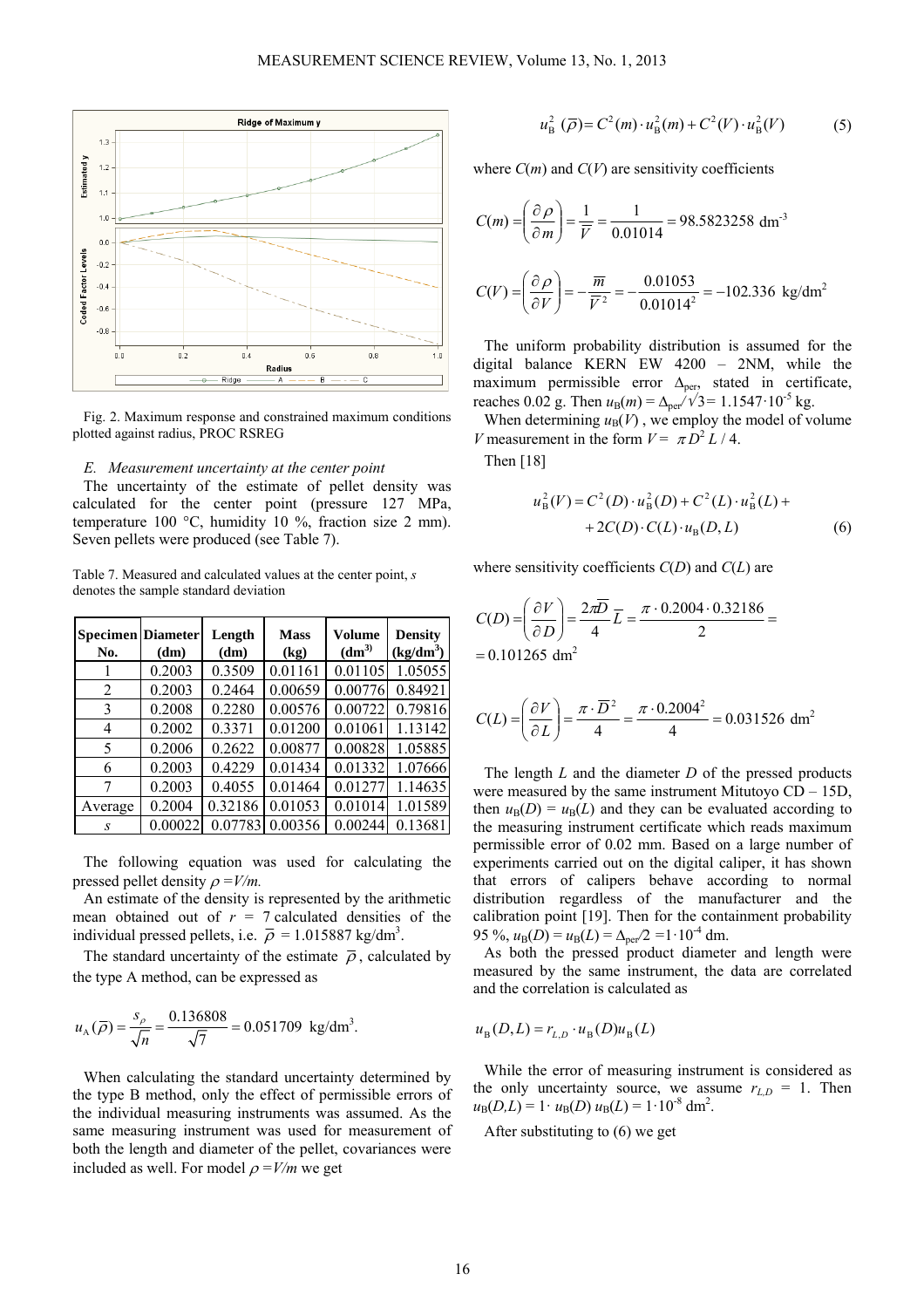Fig. 2. Maximum response and constrained maximum conditions plotted against radius, PROC RSREG

### *E. Measurement uncertainty at the center point*

The uncertainty of the estimate of pellet density was calculated for the center point (pressure 127 MPa, temperature 100 °C, humidity 10 %, fraction size 2 mm). Seven pellets were produced (see Table 7).

Table 7. Measured and calculated values at the center point, *s* denotes the sample standard deviation

| Specimen No. | Diameter (dm) | Length (dm) | Mass (kg) | Volume (dm$^3$) | Density (kg/dm$^3$) |
|---|---|---|---|---|---|
| 1 | 0.2003 | 0.3509 | 0.01161 | 0.01105 | 1.05055 |
| 2 | 0.2003 | 0.2464 | 0.00659 | 0.00776 | 0.84921 |
| 3 | 0.2008 | 0.2280 | 0.00576 | 0.00722 | 0.79816 |
| 4 | 0.2002 | 0.3371 | 0.01200 | 0.01061 | 1.13142 |
| 5 | 0.2006 | 0.2622 | 0.00877 | 0.00828 | 1.05885 |
| 6 | 0.2003 | 0.4229 | 0.01434 | 0.01332 | 1.07666 |
| 7 | 0.2003 | 0.4055 | 0.01464 | 0.01277 | 1.14635 |
| Average | 0.2004 | 0.32186 | 0.01053 | 0.01014 | 1.01589 |
| *s* | 0.00022 | 0.07783 | 0.00356 | 0.00244 | 0.13681 |

The following equation was used for calculating the pressed pellet density $\rho = V/m$.

An estimate of the density is represented by the arithmetic mean obtained out of $r$ = 7 calculated densities of the individual pressed pellets, i.e. $\overline{\rho}$ = 1.015887 kg/dm$^3$.

The standard uncertainty of the estimate $\overline{\rho}$, calculated by the type A method, can be expressed as

$$u_{\mathrm{A}}(\overline{\rho}) = \frac{s_\rho}{\sqrt{n}} = \frac{0.136808}{\sqrt{7}} = 0.051709 \ \text{kg/dm}^3.$$

When calculating the standard uncertainty determined by the type B method, only the effect of permissible errors of the individual measuring instruments was assumed. As the same measuring instrument was used for measurement of both the length and diameter of the pellet, covariances were included as well. For model $\rho = V/m$ we get

$$u_{\mathrm{B}}^2(\overline{\rho}) = C^2(m) \cdot u_{\mathrm{B}}^2(m) + C^2(V) \cdot u_{\mathrm{B}}^2(V) \qquad (5)$$

where $C(m)$ and $C(V)$ are sensitivity coefficients

$$C(m) = \left(\frac{\partial \rho}{\partial m}\right) = \frac{1}{\overline{V}} = \frac{1}{0.01014} = 98.5823258 \ \text{dm}^{-3}$$

$$C(V) = \left(\frac{\partial \rho}{\partial V}\right) = -\frac{\overline{m}}{\overline{V}^2} = -\frac{0.01053}{0.01014^2} = -102.336 \ \text{kg/dm}^2$$

The uniform probability distribution is assumed for the digital balance KERN EW 4200 – 2NM, while the maximum permissible error $\Delta_{\mathrm{per}}$, stated in certificate, reaches 0.02 g. Then $u_{\mathrm{B}}(m) = \Delta_{\mathrm{per}}/\sqrt{3} = 1.1547 \cdot 10^{-5}$ kg.

When determining $u_{\mathrm{B}}(V)$, we employ the model of volume $V$ measurement in the form $V = \pi D^2 L / 4$.

Then [18]

$$u_{\mathrm{B}}^2(V) = C^2(D) \cdot u_{\mathrm{B}}^2(D) + C^2(L) \cdot u_{\mathrm{B}}^2(L) + 2C(D) \cdot C(L) \cdot u_{\mathrm{B}}(D, L) \qquad (6)$$

where sensitivity coefficients $C(D)$ and $C(L)$ are

$$C(D) = \left(\frac{\partial V}{\partial D}\right) = \frac{2\pi \overline{D}}{4} \overline{L} = \frac{\pi \cdot 0.2004 \cdot 0.32186}{2} = 0.101265 \ \text{dm}^2$$

$$C(L) = \left(\frac{\partial V}{\partial L}\right) = \frac{\pi \cdot \overline{D}^2}{4} = \frac{\pi \cdot 0.2004^2}{4} = 0.031526 \ \text{dm}^2$$

The length $L$ and the diameter $D$ of the pressed products were measured by the same instrument Mitutoyo CD – 15D, then $u_{\mathrm{B}}(D) = u_{\mathrm{B}}(L)$ and they can be evaluated according to the measuring instrument certificate which reads maximum permissible error of 0.02 mm. Based on a large number of experiments carried out on the digital caliper, it has shown that errors of calipers behave according to normal distribution regardless of the manufacturer and the calibration point [19]. Then for the containment probability 95 %, $u_{\mathrm{B}}(D) = u_{\mathrm{B}}(L) = \Delta_{\mathrm{per}}/2 = 1 \cdot 10^{-4}$ dm.

As both the pressed product diameter and length were measured by the same instrument, the data are correlated and the correlation is calculated as

$$u_{\mathrm{B}}(D, L) = r_{L,D} \cdot u_{\mathrm{B}}(D) u_{\mathrm{B}}(L)$$

While the error of measuring instrument is considered as the only uncertainty source, we assume $r_{L,D}$ = 1. Then $u_{\mathrm{B}}(D,L) = 1 \cdot u_{\mathrm{B}}(D)\, u_{\mathrm{B}}(L) = 1 \cdot 10^{-8}$ dm$^2$.

After substituting to (6) we get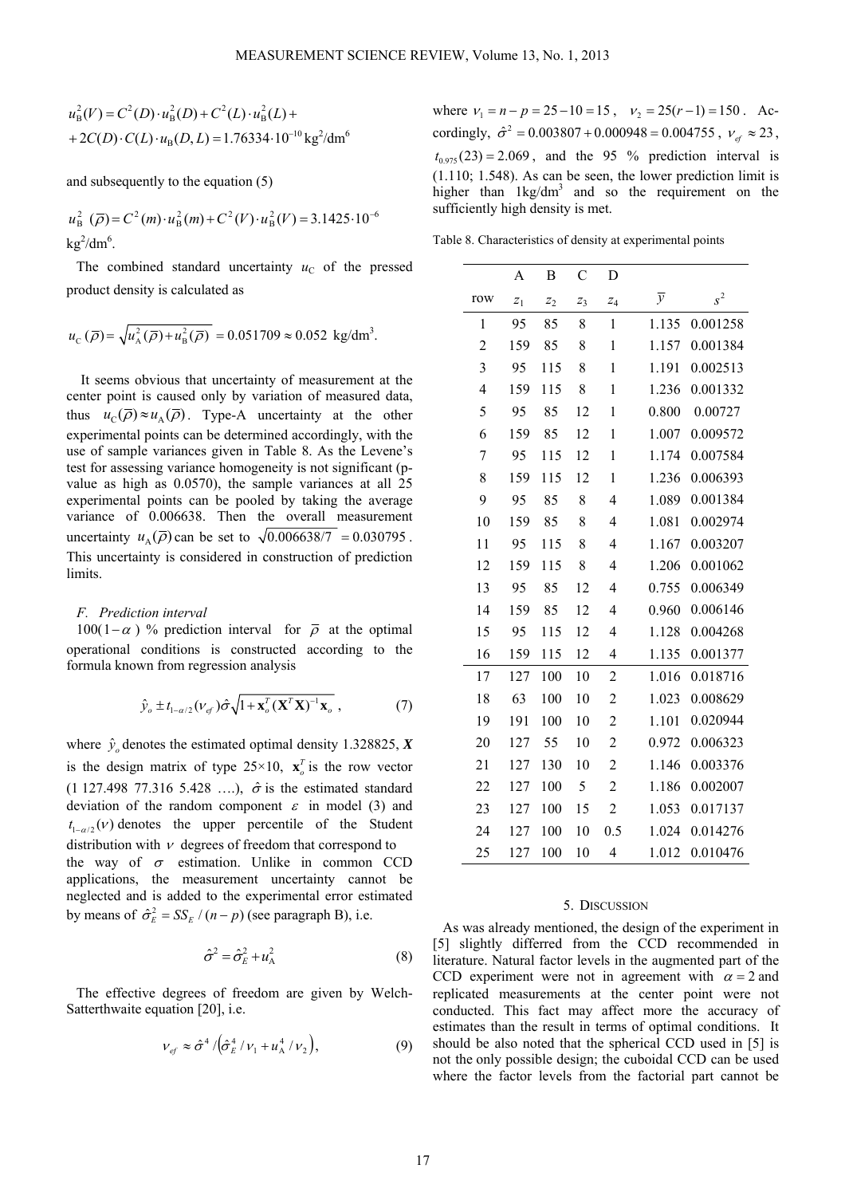$$u_B^2(V) = C^2(D) \cdot u_B^2(D) + C^2(L) \cdot u_B^2(L) +$$
$$+ 2C(D) \cdot C(L) \cdot u_B(D, L) = 1.76334 \cdot 10^{-10}\ \text{kg}^2/\text{dm}^6$$

and subsequently to the equation (5)

$$u_B^2(\bar{\rho}) = C^2(m) \cdot u_B^2(m) + C^2(V) \cdot u_B^2(V) = 3.1425 \cdot 10^{-6}$$
kg²/dm⁶.

The combined standard uncertainty $u_C$ of the pressed product density is calculated as

$$u_C(\bar{\rho}) = \sqrt{u_A^2(\bar{\rho}) + u_B^2(\bar{\rho})} = 0.051709 \approx 0.052\ \text{kg/dm}^3.$$

It seems obvious that uncertainty of measurement at the center point is caused only by variation of measured data, thus $u_C(\bar{\rho}) \approx u_A(\bar{\rho})$. Type-A uncertainty at the other experimental points can be determined accordingly, with the use of sample variances given in Table 8. As the Levene's test for assessing variance homogeneity is not significant (p-value as high as 0.0570), the sample variances at all 25 experimental points can be pooled by taking the average variance of 0.006638. Then the overall measurement uncertainty $u_A(\bar{\rho})$ can be set to $\sqrt{0.006638/7} = 0.030795$. This uncertainty is considered in construction of prediction limits.

### F. Prediction interval

$100(1-\alpha)$ % prediction interval for $\bar{\rho}$ at the optimal operational conditions is constructed according to the formula known from regression analysis

$$\hat{y}_o \pm t_{1-\alpha/2}(\nu_{ef})\hat{\sigma}\sqrt{1 + \mathbf{x}_o^T(\mathbf{X}^T\mathbf{X})^{-1}\mathbf{x}_o}\ , \tag{7}$$

where $\hat{y}_o$ denotes the estimated optimal density 1.328825, $\boldsymbol{X}$ is the design matrix of type 25×10, $\mathbf{x}_o^T$ is the row vector (1 127.498 77.316 5.428 ….), $\hat{\sigma}$ is the estimated standard deviation of the random component $\varepsilon$ in model (3) and $t_{1-\alpha/2}(\nu)$ denotes the upper percentile of the Student distribution with $\nu$ degrees of freedom that correspond to the way of $\sigma$ estimation. Unlike in common CCD applications, the measurement uncertainty cannot be neglected and is added to the experimental error estimated by means of $\hat{\sigma}_E^2 = SS_E/(n-p)$ (see paragraph B), i.e.

$$\hat{\sigma}^2 = \hat{\sigma}_E^2 + u_A^2 \tag{8}$$

The effective degrees of freedom are given by Welch-Satterthwaite equation [20], i.e.

$$\nu_{ef} \approx \hat{\sigma}^4 / \left(\hat{\sigma}_E^4/\nu_1 + u_A^4/\nu_2\right), \tag{9}$$

where $\nu_1 = n - p = 25 - 10 = 15$, $\nu_2 = 25(r-1) = 150$. Accordingly, $\hat{\sigma}^2 = 0.003807 + 0.000948 = 0.004755$, $\nu_{ef} \approx 23$, $t_{0.975}(23) = 2.069$, and the 95 % prediction interval is (1.110; 1.548). As can be seen, the lower prediction limit is higher than 1kg/dm³ and so the requirement on the sufficiently high density is met.

Table 8. Characteristics of density at experimental points

| | A | B | C | D | | |
|---|---|---|---|---|---|---|
| row | $z_1$ | $z_2$ | $z_3$ | $z_4$ | $\bar{y}$ | $s^2$ |
| 1 | 95 | 85 | 8 | 1 | 1.135 | 0.001258 |
| 2 | 159 | 85 | 8 | 1 | 1.157 | 0.001384 |
| 3 | 95 | 115 | 8 | 1 | 1.191 | 0.002513 |
| 4 | 159 | 115 | 8 | 1 | 1.236 | 0.001332 |
| 5 | 95 | 85 | 12 | 1 | 0.800 | 0.00727 |
| 6 | 159 | 85 | 12 | 1 | 1.007 | 0.009572 |
| 7 | 95 | 115 | 12 | 1 | 1.174 | 0.007584 |
| 8 | 159 | 115 | 12 | 1 | 1.236 | 0.006393 |
| 9 | 95 | 85 | 8 | 4 | 1.089 | 0.001384 |
| 10 | 159 | 85 | 8 | 4 | 1.081 | 0.002974 |
| 11 | 95 | 115 | 8 | 4 | 1.167 | 0.003207 |
| 12 | 159 | 115 | 8 | 4 | 1.206 | 0.001062 |
| 13 | 95 | 85 | 12 | 4 | 0.755 | 0.006349 |
| 14 | 159 | 85 | 12 | 4 | 0.960 | 0.006146 |
| 15 | 95 | 115 | 12 | 4 | 1.128 | 0.004268 |
| 16 | 159 | 115 | 12 | 4 | 1.135 | 0.001377 |
| 17 | 127 | 100 | 10 | 2 | 1.016 | 0.018716 |
| 18 | 63 | 100 | 10 | 2 | 1.023 | 0.008629 |
| 19 | 191 | 100 | 10 | 2 | 1.101 | 0.020944 |
| 20 | 127 | 55 | 10 | 2 | 0.972 | 0.006323 |
| 21 | 127 | 130 | 10 | 2 | 1.146 | 0.003376 |
| 22 | 127 | 100 | 5 | 2 | 1.186 | 0.002007 |
| 23 | 127 | 100 | 15 | 2 | 1.053 | 0.017137 |
| 24 | 127 | 100 | 10 | 0.5 | 1.024 | 0.014276 |
| 25 | 127 | 100 | 10 | 4 | 1.012 | 0.010476 |

## 5. Discussion

As was already mentioned, the design of the experiment in [5] slightly differred from the CCD recommended in literature. Natural factor levels in the augmented part of the CCD experiment were not in agreement with $\alpha = 2$ and replicated measurements at the center point were not conducted. This fact may affect more the accuracy of estimates than the result in terms of optimal conditions. It should be also noted that the spherical CCD used in [5] is not the only possible design; the cuboidal CCD can be used where the factor levels from the factorial part cannot be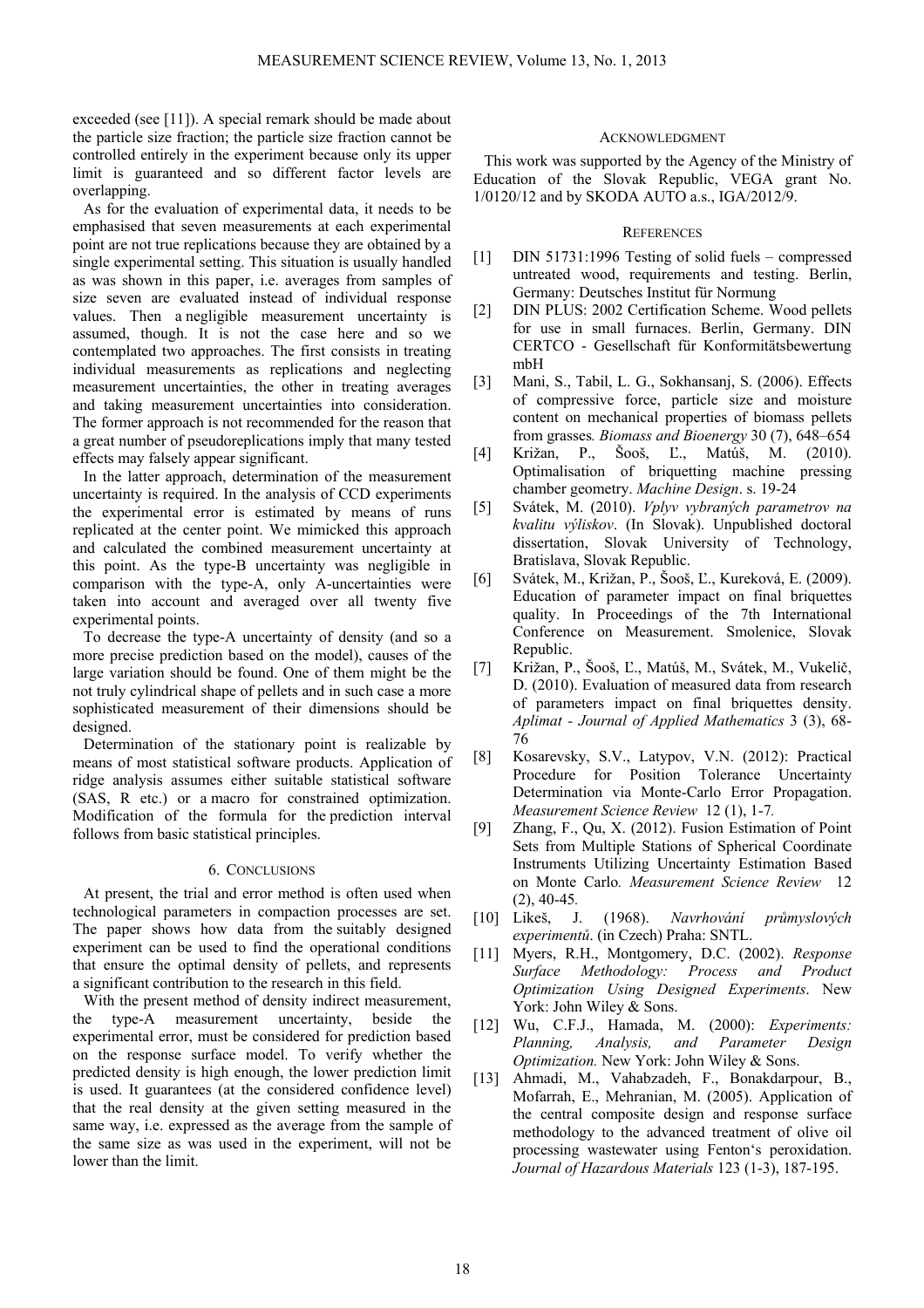exceeded (see [11]). A special remark should be made about the particle size fraction; the particle size fraction cannot be controlled entirely in the experiment because only its upper limit is guaranteed and so different factor levels are overlapping.

As for the evaluation of experimental data, it needs to be emphasised that seven measurements at each experimental point are not true replications because they are obtained by a single experimental setting. This situation is usually handled as was shown in this paper, i.e. averages from samples of size seven are evaluated instead of individual response values. Then a negligible measurement uncertainty is assumed, though. It is not the case here and so we contemplated two approaches. The first consists in treating individual measurements as replications and neglecting measurement uncertainties, the other in treating averages and taking measurement uncertainties into consideration. The former approach is not recommended for the reason that a great number of pseudoreplications imply that many tested effects may falsely appear significant.

In the latter approach, determination of the measurement uncertainty is required. In the analysis of CCD experiments the experimental error is estimated by means of runs replicated at the center point. We mimicked this approach and calculated the combined measurement uncertainty at this point. As the type-B uncertainty was negligible in comparison with the type-A, only A-uncertainties were taken into account and averaged over all twenty five experimental points.

To decrease the type-A uncertainty of density (and so a more precise prediction based on the model), causes of the large variation should be found. One of them might be the not truly cylindrical shape of pellets and in such case a more sophisticated measurement of their dimensions should be designed.

Determination of the stationary point is realizable by means of most statistical software products. Application of ridge analysis assumes either suitable statistical software (SAS, R etc.) or a macro for constrained optimization. Modification of the formula for the prediction interval follows from basic statistical principles.

## 6. Conclusions

At present, the trial and error method is often used when technological parameters in compaction processes are set. The paper shows how data from the suitably designed experiment can be used to find the operational conditions that ensure the optimal density of pellets, and represents a significant contribution to the research in this field.

With the present method of density indirect measurement, the type-A measurement uncertainty, beside the experimental error, must be considered for prediction based on the response surface model. To verify whether the predicted density is high enough, the lower prediction limit is used. It guarantees (at the considered confidence level) that the real density at the given setting measured in the same way, i.e. expressed as the average from the sample of the same size as was used in the experiment, will not be lower than the limit.

## Acknowledgment

This work was supported by the Agency of the Ministry of Education of the Slovak Republic, VEGA grant No. 1/0120/12 and by SKODA AUTO a.s., IGA/2012/9.

## References

[1] DIN 51731:1996 Testing of solid fuels – compressed untreated wood, requirements and testing. Berlin, Germany: Deutsches Institut für Normung

[2] DIN PLUS: 2002 Certification Scheme. Wood pellets for use in small furnaces. Berlin, Germany. DIN CERTCO - Gesellschaft für Konformitätsbewertung mbH

[3] Mani, S., Tabil, L. G., Sokhansanj, S. (2006). Effects of compressive force, particle size and moisture content on mechanical properties of biomass pellets from grasses*. Biomass and Bioenergy* 30 (7), 648–654

[4] Križan, P., Šooš, Ľ., Matúš, M. (2010). Optimalisation of briquetting machine pressing chamber geometry. *Machine Design*. s. 19-24

[5] Svátek, M. (2010). *Vplyv vybraných parametrov na kvalitu výliskov*. (In Slovak). Unpublished doctoral dissertation, Slovak University of Technology, Bratislava, Slovak Republic.

[6] Svátek, M., Križan, P., Šooš, Ľ., Kureková, E. (2009). Education of parameter impact on final briquettes quality. In Proceedings of the 7th International Conference on Measurement. Smolenice, Slovak Republic.

[7] Križan, P., Šooš, Ľ., Matúš, M., Svátek, M., Vukelič, D. (2010). Evaluation of measured data from research of parameters impact on final briquettes density. *Aplimat - Journal of Applied Mathematics* 3 (3), 68-76

[8] Kosarevsky, S.V., Latypov, V.N. (2012): Practical Procedure for Position Tolerance Uncertainty Determination via Monte-Carlo Error Propagation. *Measurement Science Review* 12 (1), 1-7*.*

[9] Zhang, F., Qu, X. (2012). Fusion Estimation of Point Sets from Multiple Stations of Spherical Coordinate Instruments Utilizing Uncertainty Estimation Based on Monte Carlo*. Measurement Science Review* 12 (2), 40-45*.*

[10] Likeš, J. (1968). *Navrhování průmyslových experimentů*. (in Czech) Praha: SNTL.

[11] Myers, R.H., Montgomery, D.C. (2002). *Response Surface Methodology: Process and Product Optimization Using Designed Experiments*. New York: John Wiley & Sons.

[12] Wu, C.F.J., Hamada, M. (2000): *Experiments: Planning, Analysis, and Parameter Design Optimization.* New York: John Wiley & Sons.

[13] Ahmadi, M., Vahabzadeh, F., Bonakdarpour, B., Mofarrah, E., Mehranian, M. (2005). Application of the central composite design and response surface methodology to the advanced treatment of olive oil processing wastewater using Fenton's peroxidation. *Journal of Hazardous Materials* 123 (1-3), 187-195.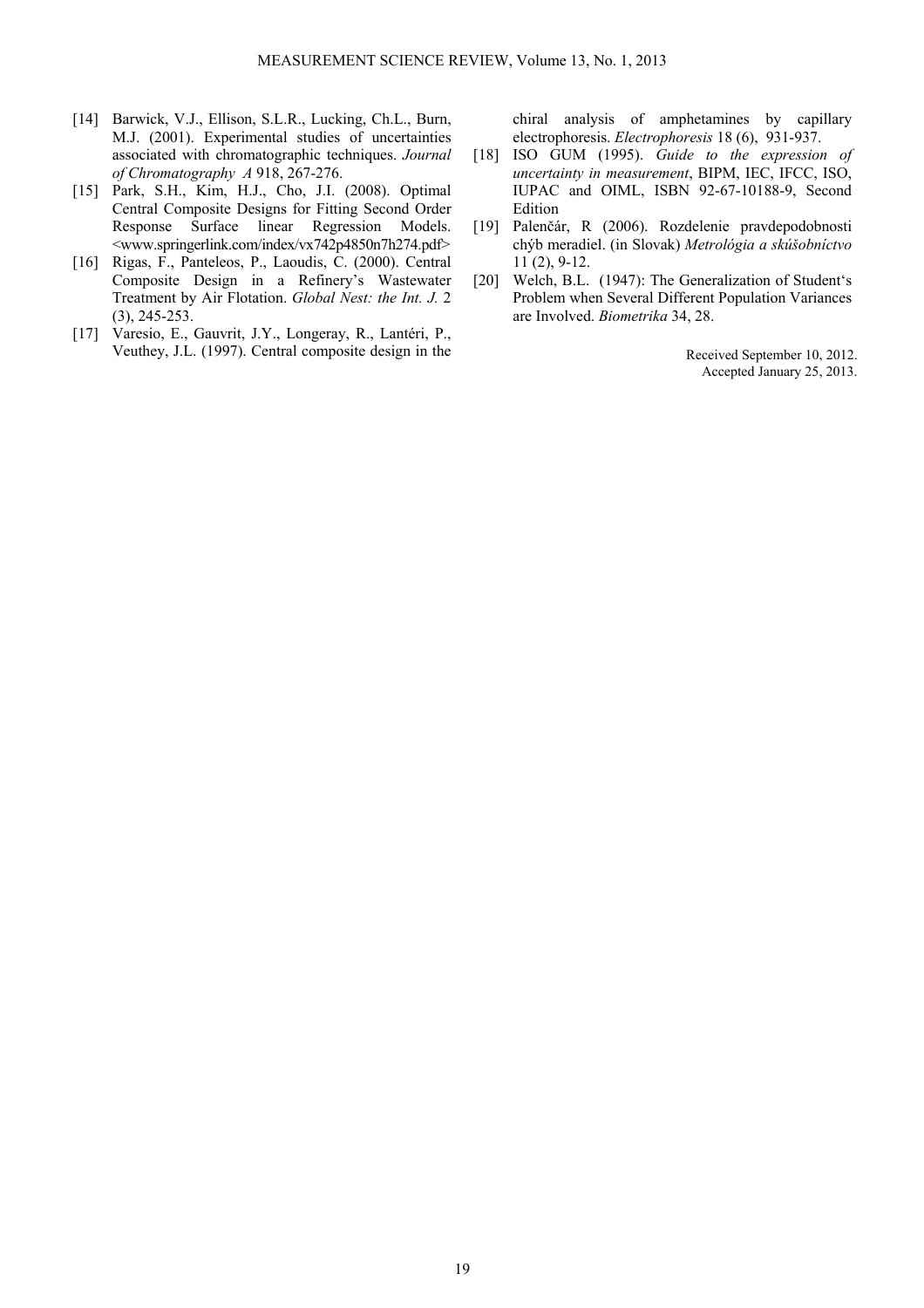[14] Barwick, V.J., Ellison, S.L.R., Lucking, Ch.L., Burn, M.J. (2001). Experimental studies of uncertainties associated with chromatographic techniques. *Journal of Chromatography A* 918, 267-276.

[15] Park, S.H., Kim, H.J., Cho, J.I. (2008). Optimal Central Composite Designs for Fitting Second Order Response Surface linear Regression Models. <www.springerlink.com/index/vx742p4850n7h274.pdf>

[16] Rigas, F., Panteleos, P., Laoudis, C. (2000). Central Composite Design in a Refinery's Wastewater Treatment by Air Flotation. *Global Nest: the Int. J.* 2 (3), 245-253.

[17] Varesio, E., Gauvrit, J.Y., Longeray, R., Lantéri, P., Veuthey, J.L. (1997). Central composite design in the chiral analysis of amphetamines by capillary electrophoresis. *Electrophoresis* 18 (6), 931-937.

[18] ISO GUM (1995). *Guide to the expression of uncertainty in measurement*, BIPM, IEC, IFCC, ISO, IUPAC and OIML, ISBN 92-67-10188-9, Second Edition

[19] Palenčár, R (2006). Rozdelenie pravdepodobnosti chýb meradiel. (in Slovak) *Metrológia a skúšobníctvo* 11 (2), 9-12.

[20] Welch, B.L. (1947): The Generalization of Student's Problem when Several Different Population Variances are Involved. *Biometrika* 34, 28.

Received September 10, 2012.
Accepted January 25, 2013.